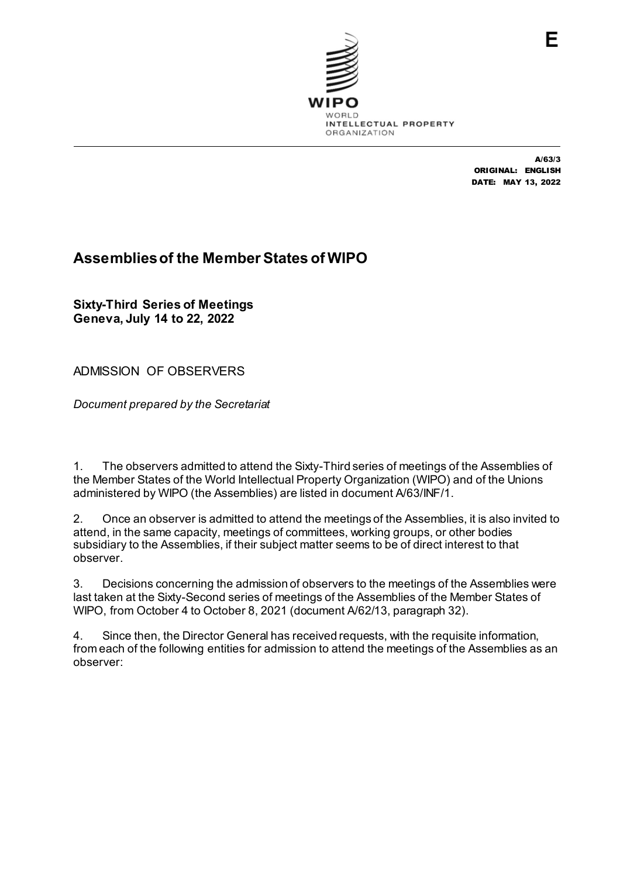E

WIPO
WORLD
INTELLECTUAL PROPERTY
ORGANIZATION

A/63/3
ORIGINAL: ENGLISH
DATE: MAY 13, 2022

# Assemblies of the Member States of WIPO

**Sixty-Third Series of Meetings**
**Geneva, July 14 to 22, 2022**

ADMISSION OF OBSERVERS

*Document prepared by the Secretariat*

1. The observers admitted to attend the Sixty-Third series of meetings of the Assemblies of the Member States of the World Intellectual Property Organization (WIPO) and of the Unions administered by WIPO (the Assemblies) are listed in document A/63/INF/1.

2. Once an observer is admitted to attend the meetings of the Assemblies, it is also invited to attend, in the same capacity, meetings of committees, working groups, or other bodies subsidiary to the Assemblies, if their subject matter seems to be of direct interest to that observer.

3. Decisions concerning the admission of observers to the meetings of the Assemblies were last taken at the Sixty-Second series of meetings of the Assemblies of the Member States of WIPO, from October 4 to October 8, 2021 (document A/62/13, paragraph 32).

4. Since then, the Director General has received requests, with the requisite information, from each of the following entities for admission to attend the meetings of the Assemblies as an observer: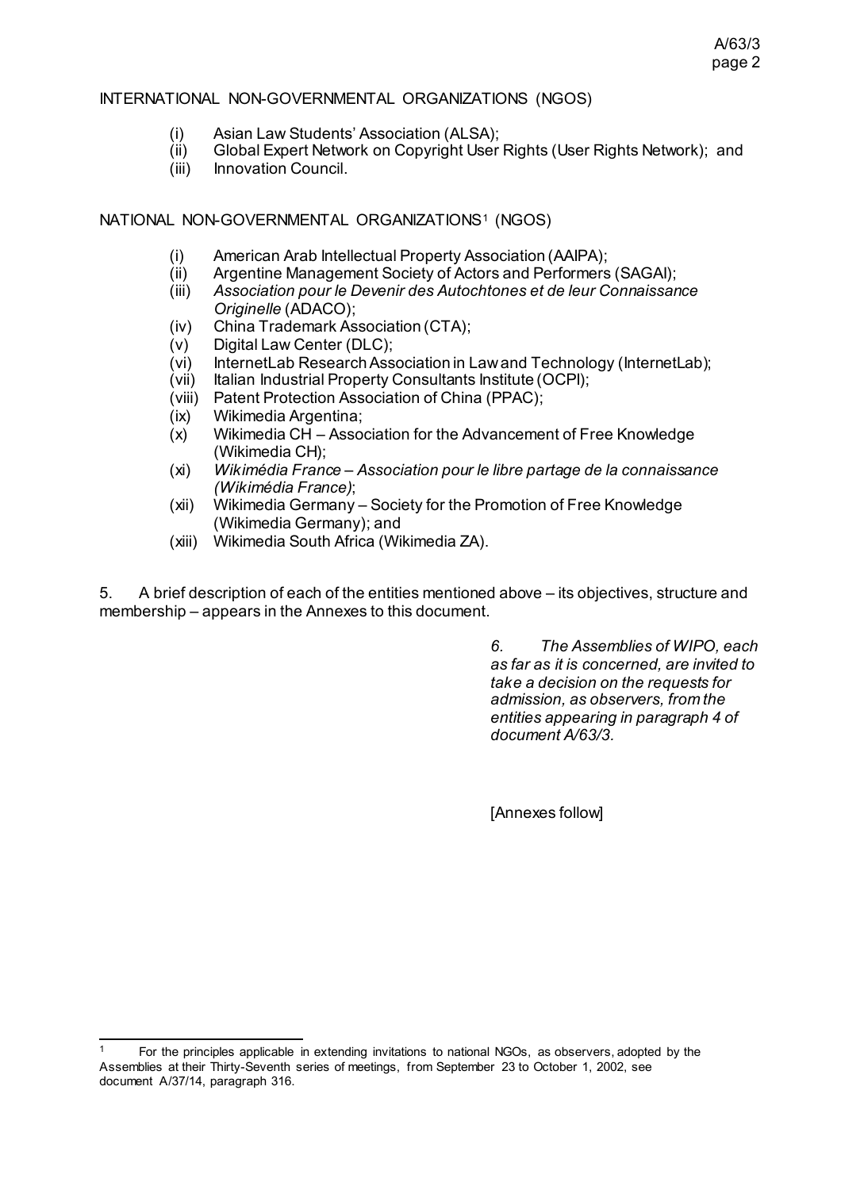INTERNATIONAL NON-GOVERNMENTAL ORGANIZATIONS (NGOS)

(i) Asian Law Students' Association (ALSA);
(ii) Global Expert Network on Copyright User Rights (User Rights Network); and
(iii) Innovation Council.

NATIONAL NON-GOVERNMENTAL ORGANIZATIONS[1] (NGOS)

(i) American Arab Intellectual Property Association (AAIPA);
(ii) Argentine Management Society of Actors and Performers (SAGAI);
(iii) *Association pour le Devenir des Autochtones et de leur Connaissance Originelle* (ADACO);
(iv) China Trademark Association (CTA);
(v) Digital Law Center (DLC);
(vi) InternetLab Research Association in Law and Technology (InternetLab);
(vii) Italian Industrial Property Consultants Institute (OCPI);
(viii) Patent Protection Association of China (PPAC);
(ix) Wikimedia Argentina;
(x) Wikimedia CH – Association for the Advancement of Free Knowledge (Wikimedia CH);
(xi) *Wikimédia France – Association pour le libre partage de la connaissance (Wikimédia France)*;
(xii) Wikimedia Germany – Society for the Promotion of Free Knowledge (Wikimedia Germany); and
(xiii) Wikimedia South Africa (Wikimedia ZA).

5. A brief description of each of the entities mentioned above – its objectives, structure and membership – appears in the Annexes to this document.

*6. The Assemblies of WIPO, each as far as it is concerned, are invited to take a decision on the requests for admission, as observers, from the entities appearing in paragraph 4 of document A/63/3.*

[Annexes follow]

---

[1] For the principles applicable in extending invitations to national NGOs, as observers, adopted by the Assemblies at their Thirty-Seventh series of meetings, from September 23 to October 1, 2002, see document A/37/14, paragraph 316.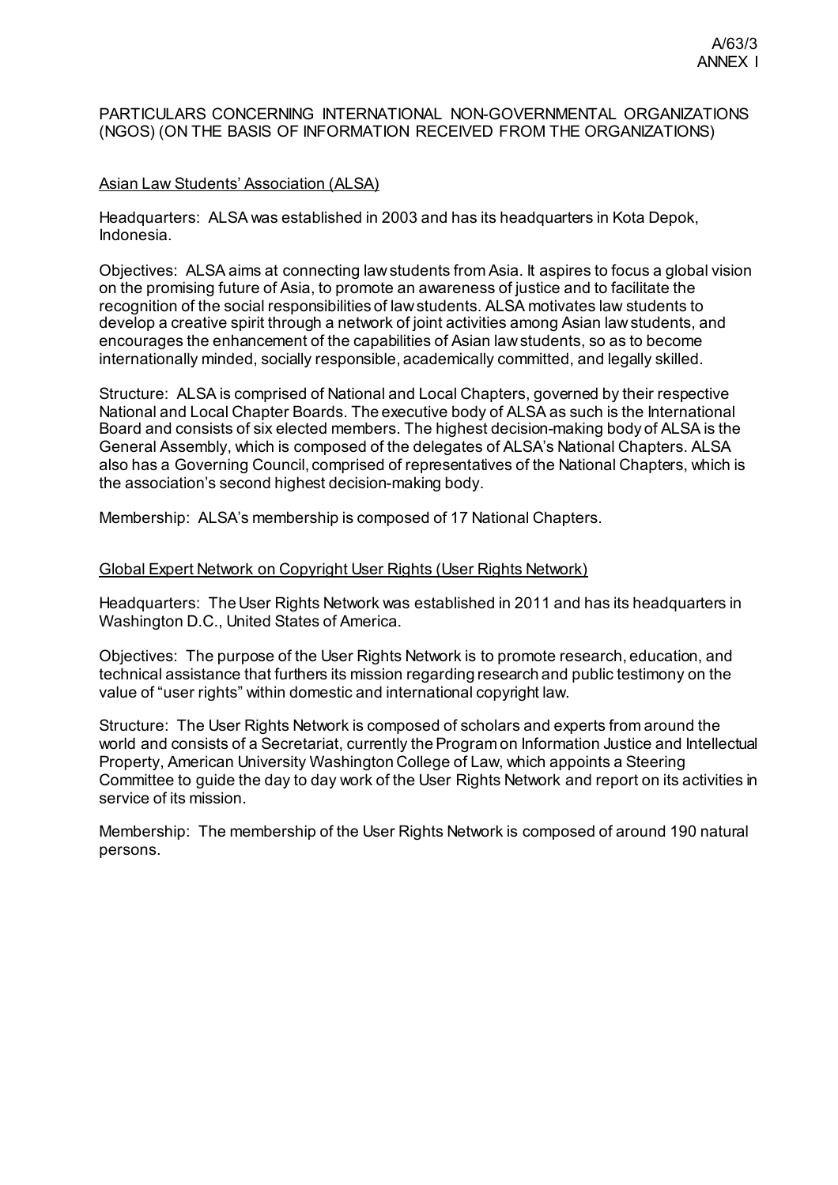PARTICULARS CONCERNING INTERNATIONAL NON-GOVERNMENTAL ORGANIZATIONS (NGOS) (ON THE BASIS OF INFORMATION RECEIVED FROM THE ORGANIZATIONS)

## Asian Law Students' Association (ALSA)

Headquarters: ALSA was established in 2003 and has its headquarters in Kota Depok, Indonesia.

Objectives: ALSA aims at connecting law students from Asia. It aspires to focus a global vision on the promising future of Asia, to promote an awareness of justice and to facilitate the recognition of the social responsibilities of law students. ALSA motivates law students to develop a creative spirit through a network of joint activities among Asian law students, and encourages the enhancement of the capabilities of Asian law students, so as to become internationally minded, socially responsible, academically committed, and legally skilled.

Structure: ALSA is comprised of National and Local Chapters, governed by their respective National and Local Chapter Boards. The executive body of ALSA as such is the International Board and consists of six elected members. The highest decision-making body of ALSA is the General Assembly, which is composed of the delegates of ALSA's National Chapters. ALSA also has a Governing Council, comprised of representatives of the National Chapters, which is the association's second highest decision-making body.

Membership: ALSA's membership is composed of 17 National Chapters.

## Global Expert Network on Copyright User Rights (User Rights Network)

Headquarters: The User Rights Network was established in 2011 and has its headquarters in Washington D.C., United States of America.

Objectives: The purpose of the User Rights Network is to promote research, education, and technical assistance that furthers its mission regarding research and public testimony on the value of "user rights" within domestic and international copyright law.

Structure: The User Rights Network is composed of scholars and experts from around the world and consists of a Secretariat, currently the Program on Information Justice and Intellectual Property, American University Washington College of Law, which appoints a Steering Committee to guide the day to day work of the User Rights Network and report on its activities in service of its mission.

Membership: The membership of the User Rights Network is composed of around 190 natural persons.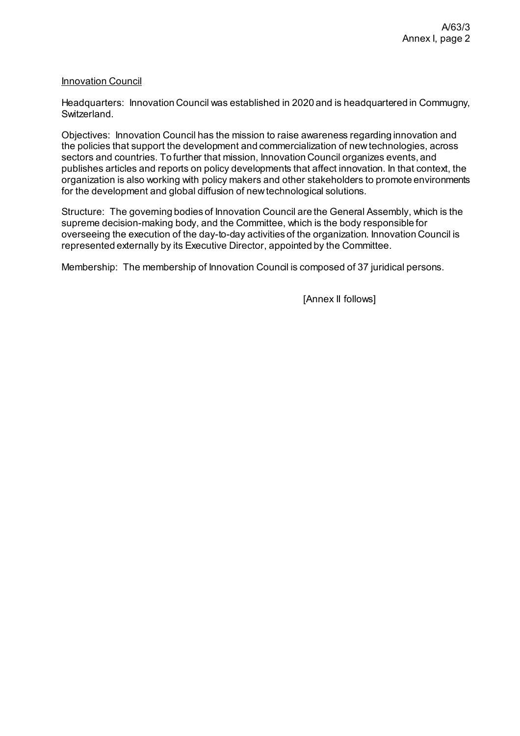<u>Innovation Council</u>

Headquarters: Innovation Council was established in 2020 and is headquartered in Commugny, Switzerland.

Objectives: Innovation Council has the mission to raise awareness regarding innovation and the policies that support the development and commercialization of new technologies, across sectors and countries. To further that mission, Innovation Council organizes events, and publishes articles and reports on policy developments that affect innovation. In that context, the organization is also working with policy makers and other stakeholders to promote environments for the development and global diffusion of new technological solutions.

Structure: The governing bodies of Innovation Council are the General Assembly, which is the supreme decision-making body, and the Committee, which is the body responsible for overseeing the execution of the day-to-day activities of the organization. Innovation Council is represented externally by its Executive Director, appointed by the Committee.

Membership: The membership of Innovation Council is composed of 37 juridical persons.

[Annex II follows]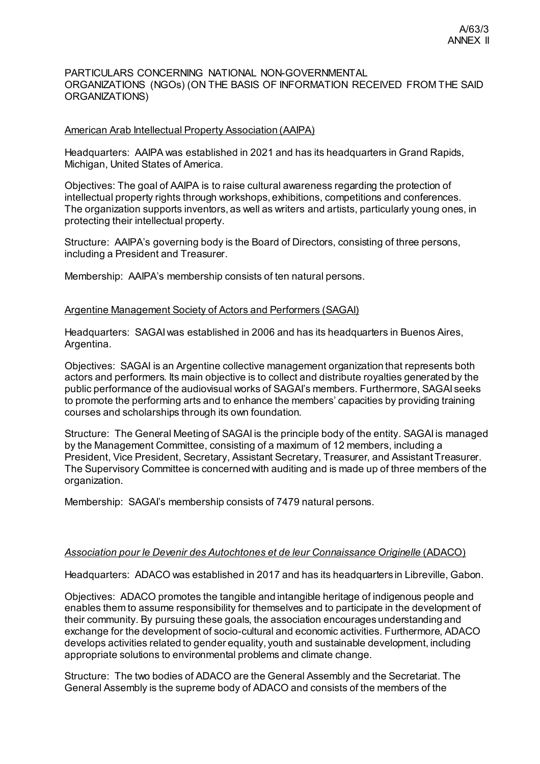PARTICULARS CONCERNING NATIONAL NON-GOVERNMENTAL ORGANIZATIONS (NGOs) (ON THE BASIS OF INFORMATION RECEIVED FROM THE SAID ORGANIZATIONS)

American Arab Intellectual Property Association (AAIPA)

Headquarters: AAIPA was established in 2021 and has its headquarters in Grand Rapids, Michigan, United States of America.

Objectives: The goal of AAIPA is to raise cultural awareness regarding the protection of intellectual property rights through workshops, exhibitions, competitions and conferences. The organization supports inventors, as well as writers and artists, particularly young ones, in protecting their intellectual property.

Structure: AAIPA's governing body is the Board of Directors, consisting of three persons, including a President and Treasurer.

Membership: AAIPA's membership consists of ten natural persons.

Argentine Management Society of Actors and Performers (SAGAI)

Headquarters: SAGAI was established in 2006 and has its headquarters in Buenos Aires, Argentina.

Objectives: SAGAI is an Argentine collective management organization that represents both actors and performers. Its main objective is to collect and distribute royalties generated by the public performance of the audiovisual works of SAGAI's members. Furthermore, SAGAI seeks to promote the performing arts and to enhance the members' capacities by providing training courses and scholarships through its own foundation.

Structure: The General Meeting of SAGAI is the principle body of the entity. SAGAI is managed by the Management Committee, consisting of a maximum of 12 members, including a President, Vice President, Secretary, Assistant Secretary, Treasurer, and Assistant Treasurer. The Supervisory Committee is concerned with auditing and is made up of three members of the organization.

Membership: SAGAI's membership consists of 7479 natural persons.

*Association pour le Devenir des Autochtones et de leur Connaissance Originelle* (ADACO)

Headquarters: ADACO was established in 2017 and has its headquarters in Libreville, Gabon.

Objectives: ADACO promotes the tangible and intangible heritage of indigenous people and enables them to assume responsibility for themselves and to participate in the development of their community. By pursuing these goals, the association encourages understanding and exchange for the development of socio-cultural and economic activities. Furthermore, ADACO develops activities related to gender equality, youth and sustainable development, including appropriate solutions to environmental problems and climate change.

Structure: The two bodies of ADACO are the General Assembly and the Secretariat. The General Assembly is the supreme body of ADACO and consists of the members of the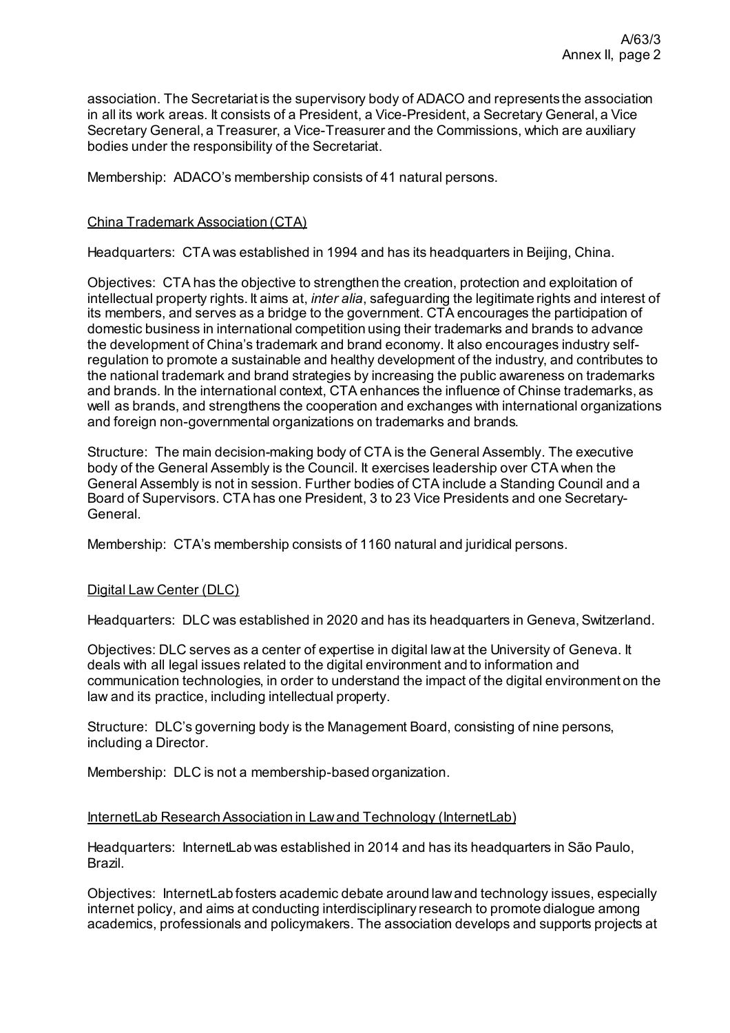association. The Secretariat is the supervisory body of ADACO and represents the association in all its work areas. It consists of a President, a Vice-President, a Secretary General, a Vice Secretary General, a Treasurer, a Vice-Treasurer and the Commissions, which are auxiliary bodies under the responsibility of the Secretariat.

Membership: ADACO's membership consists of 41 natural persons.

China Trademark Association (CTA)

Headquarters: CTA was established in 1994 and has its headquarters in Beijing, China.

Objectives: CTA has the objective to strengthen the creation, protection and exploitation of intellectual property rights. It aims at, *inter alia*, safeguarding the legitimate rights and interest of its members, and serves as a bridge to the government. CTA encourages the participation of domestic business in international competition using their trademarks and brands to advance the development of China's trademark and brand economy. It also encourages industry self-regulation to promote a sustainable and healthy development of the industry, and contributes to the national trademark and brand strategies by increasing the public awareness on trademarks and brands. In the international context, CTA enhances the influence of Chinse trademarks, as well as brands, and strengthens the cooperation and exchanges with international organizations and foreign non-governmental organizations on trademarks and brands.

Structure: The main decision-making body of CTA is the General Assembly. The executive body of the General Assembly is the Council. It exercises leadership over CTA when the General Assembly is not in session. Further bodies of CTA include a Standing Council and a Board of Supervisors. CTA has one President, 3 to 23 Vice Presidents and one Secretary-General.

Membership: CTA's membership consists of 1160 natural and juridical persons.

Digital Law Center (DLC)

Headquarters: DLC was established in 2020 and has its headquarters in Geneva, Switzerland.

Objectives: DLC serves as a center of expertise in digital law at the University of Geneva. It deals with all legal issues related to the digital environment and to information and communication technologies, in order to understand the impact of the digital environment on the law and its practice, including intellectual property.

Structure: DLC's governing body is the Management Board, consisting of nine persons, including a Director.

Membership: DLC is not a membership-based organization.

InternetLab Research Association in Law and Technology (InternetLab)

Headquarters: InternetLab was established in 2014 and has its headquarters in São Paulo, Brazil.

Objectives: InternetLab fosters academic debate around law and technology issues, especially internet policy, and aims at conducting interdisciplinary research to promote dialogue among academics, professionals and policymakers. The association develops and supports projects at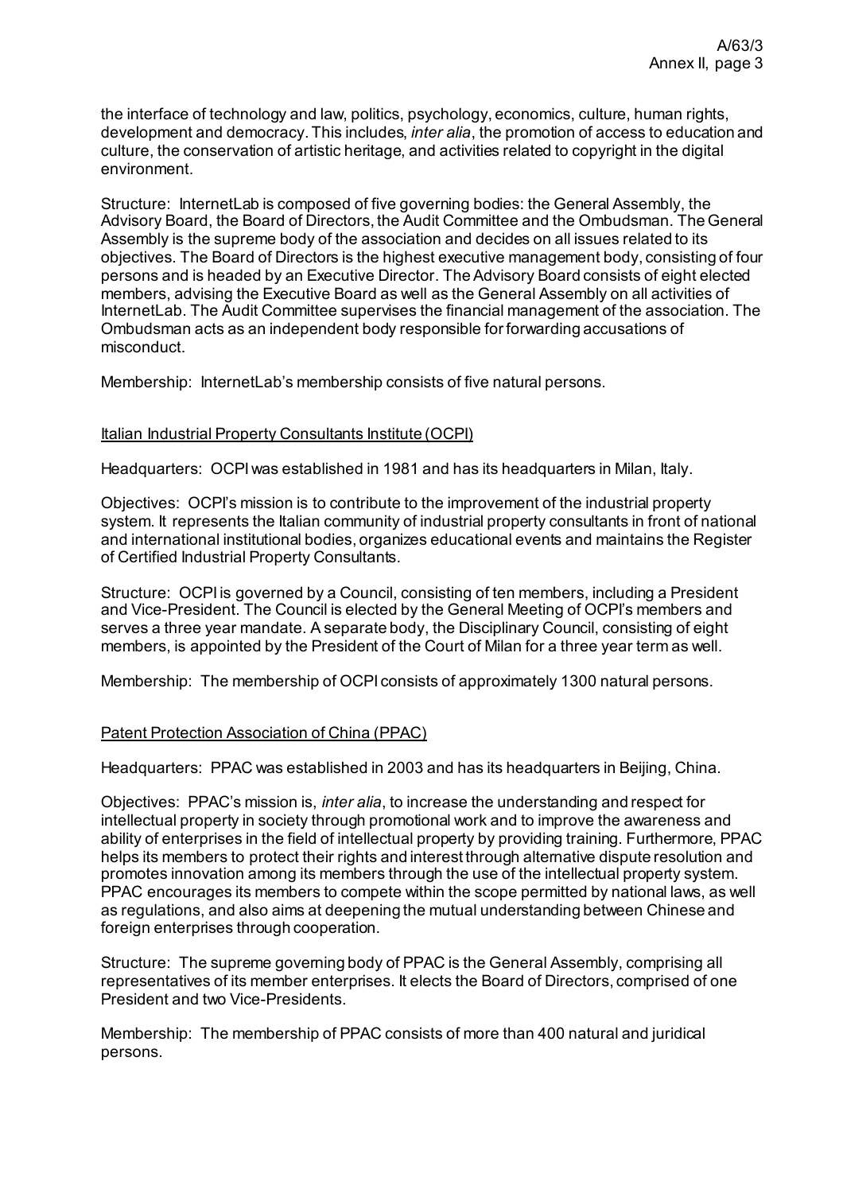the interface of technology and law, politics, psychology, economics, culture, human rights, development and democracy. This includes, *inter alia*, the promotion of access to education and culture, the conservation of artistic heritage, and activities related to copyright in the digital environment.

Structure: InternetLab is composed of five governing bodies: the General Assembly, the Advisory Board, the Board of Directors, the Audit Committee and the Ombudsman. The General Assembly is the supreme body of the association and decides on all issues related to its objectives. The Board of Directors is the highest executive management body, consisting of four persons and is headed by an Executive Director. The Advisory Board consists of eight elected members, advising the Executive Board as well as the General Assembly on all activities of InternetLab. The Audit Committee supervises the financial management of the association. The Ombudsman acts as an independent body responsible for forwarding accusations of misconduct.

Membership: InternetLab's membership consists of five natural persons.

Italian Industrial Property Consultants Institute (OCPI)

Headquarters: OCPI was established in 1981 and has its headquarters in Milan, Italy.

Objectives: OCPI's mission is to contribute to the improvement of the industrial property system. It represents the Italian community of industrial property consultants in front of national and international institutional bodies, organizes educational events and maintains the Register of Certified Industrial Property Consultants.

Structure: OCPI is governed by a Council, consisting of ten members, including a President and Vice-President. The Council is elected by the General Meeting of OCPI's members and serves a three year mandate. A separate body, the Disciplinary Council, consisting of eight members, is appointed by the President of the Court of Milan for a three year term as well.

Membership: The membership of OCPI consists of approximately 1300 natural persons.

Patent Protection Association of China (PPAC)

Headquarters: PPAC was established in 2003 and has its headquarters in Beijing, China.

Objectives: PPAC's mission is, *inter alia*, to increase the understanding and respect for intellectual property in society through promotional work and to improve the awareness and ability of enterprises in the field of intellectual property by providing training. Furthermore, PPAC helps its members to protect their rights and interest through alternative dispute resolution and promotes innovation among its members through the use of the intellectual property system. PPAC encourages its members to compete within the scope permitted by national laws, as well as regulations, and also aims at deepening the mutual understanding between Chinese and foreign enterprises through cooperation.

Structure: The supreme governing body of PPAC is the General Assembly, comprising all representatives of its member enterprises. It elects the Board of Directors, comprised of one President and two Vice-Presidents.

Membership: The membership of PPAC consists of more than 400 natural and juridical persons.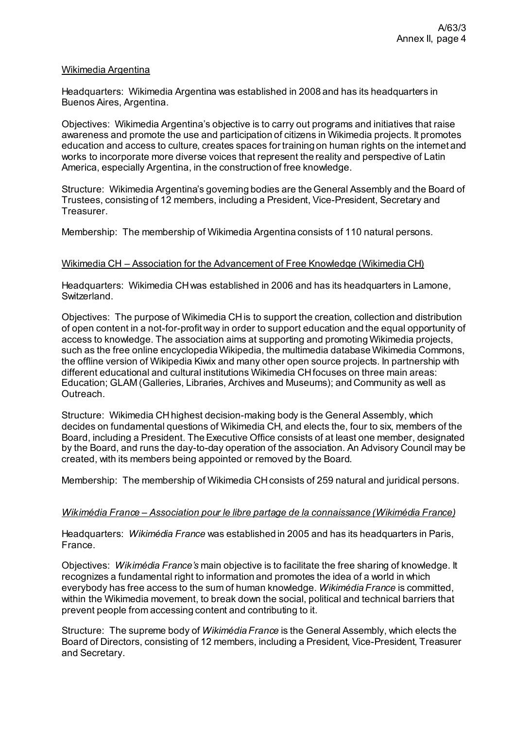Wikimedia Argentina

Headquarters: Wikimedia Argentina was established in 2008 and has its headquarters in Buenos Aires, Argentina.

Objectives: Wikimedia Argentina's objective is to carry out programs and initiatives that raise awareness and promote the use and participation of citizens in Wikimedia projects. It promotes education and access to culture, creates spaces for training on human rights on the internet and works to incorporate more diverse voices that represent the reality and perspective of Latin America, especially Argentina, in the construction of free knowledge.

Structure: Wikimedia Argentina's governing bodies are the General Assembly and the Board of Trustees, consisting of 12 members, including a President, Vice-President, Secretary and Treasurer.

Membership: The membership of Wikimedia Argentina consists of 110 natural persons.

Wikimedia CH – Association for the Advancement of Free Knowledge (Wikimedia CH)

Headquarters: Wikimedia CH was established in 2006 and has its headquarters in Lamone, Switzerland.

Objectives: The purpose of Wikimedia CH is to support the creation, collection and distribution of open content in a not-for-profit way in order to support education and the equal opportunity of access to knowledge. The association aims at supporting and promoting Wikimedia projects, such as the free online encyclopedia Wikipedia, the multimedia database Wikimedia Commons, the offline version of Wikipedia Kiwix and many other open source projects. In partnership with different educational and cultural institutions Wikimedia CH focuses on three main areas: Education; GLAM (Galleries, Libraries, Archives and Museums); and Community as well as Outreach.

Structure: Wikimedia CH highest decision-making body is the General Assembly, which decides on fundamental questions of Wikimedia CH, and elects the, four to six, members of the Board, including a President. The Executive Office consists of at least one member, designated by the Board, and runs the day-to-day operation of the association. An Advisory Council may be created, with its members being appointed or removed by the Board.

Membership: The membership of Wikimedia CH consists of 259 natural and juridical persons.

*Wikimédia France – Association pour le libre partage de la connaissance (Wikimédia France)*

Headquarters: *Wikimédia France* was established in 2005 and has its headquarters in Paris, France.

Objectives: *Wikimédia France's* main objective is to facilitate the free sharing of knowledge. It recognizes a fundamental right to information and promotes the idea of a world in which everybody has free access to the sum of human knowledge. *Wikimédia France* is committed, within the Wikimedia movement, to break down the social, political and technical barriers that prevent people from accessing content and contributing to it.

Structure: The supreme body of *Wikimédia France* is the General Assembly, which elects the Board of Directors, consisting of 12 members, including a President, Vice-President, Treasurer and Secretary.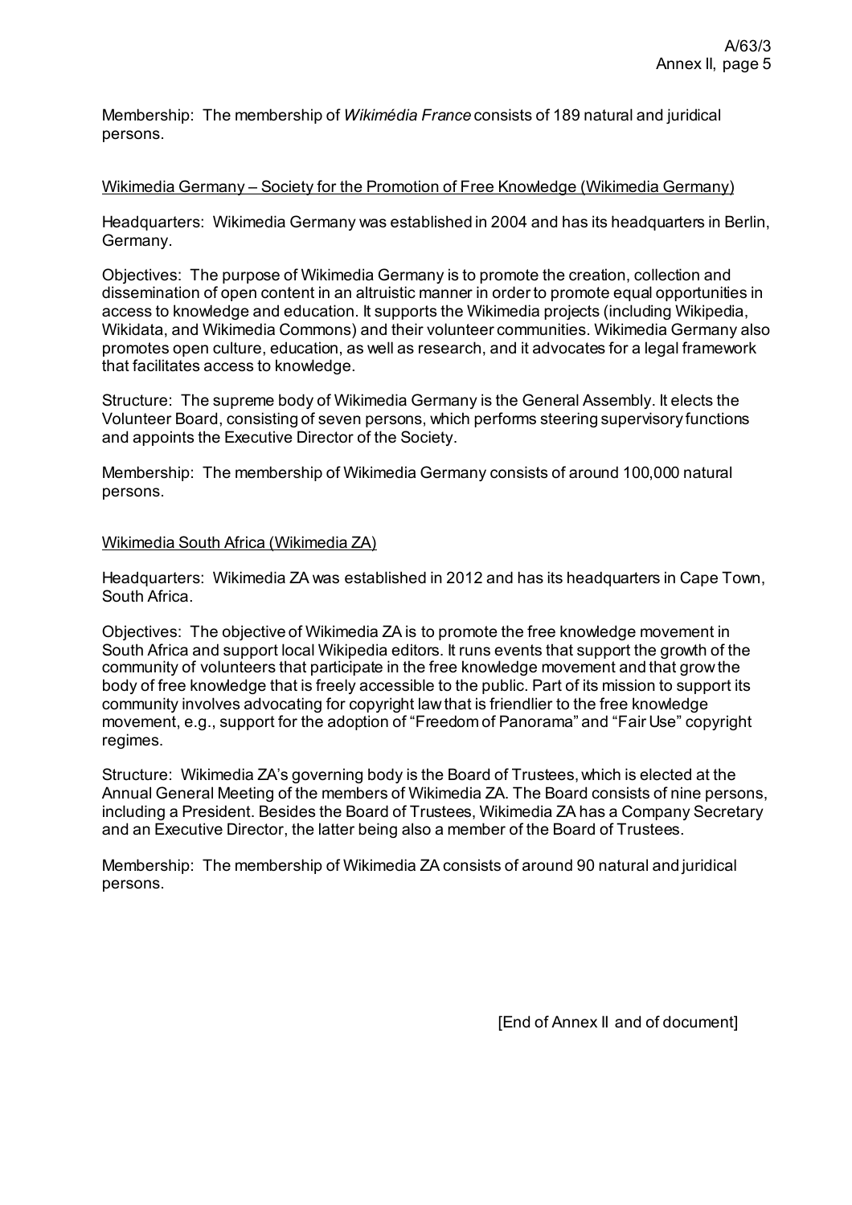Membership: The membership of *Wikimédia France* consists of 189 natural and juridical persons.

Wikimedia Germany – Society for the Promotion of Free Knowledge (Wikimedia Germany)

Headquarters: Wikimedia Germany was established in 2004 and has its headquarters in Berlin, Germany.

Objectives: The purpose of Wikimedia Germany is to promote the creation, collection and dissemination of open content in an altruistic manner in order to promote equal opportunities in access to knowledge and education. It supports the Wikimedia projects (including Wikipedia, Wikidata, and Wikimedia Commons) and their volunteer communities. Wikimedia Germany also promotes open culture, education, as well as research, and it advocates for a legal framework that facilitates access to knowledge.

Structure: The supreme body of Wikimedia Germany is the General Assembly. It elects the Volunteer Board, consisting of seven persons, which performs steering supervisory functions and appoints the Executive Director of the Society.

Membership: The membership of Wikimedia Germany consists of around 100,000 natural persons.

Wikimedia South Africa (Wikimedia ZA)

Headquarters: Wikimedia ZA was established in 2012 and has its headquarters in Cape Town, South Africa.

Objectives: The objective of Wikimedia ZA is to promote the free knowledge movement in South Africa and support local Wikipedia editors. It runs events that support the growth of the community of volunteers that participate in the free knowledge movement and that grow the body of free knowledge that is freely accessible to the public. Part of its mission to support its community involves advocating for copyright law that is friendlier to the free knowledge movement, e.g., support for the adoption of "Freedom of Panorama" and "Fair Use" copyright regimes.

Structure: Wikimedia ZA's governing body is the Board of Trustees, which is elected at the Annual General Meeting of the members of Wikimedia ZA. The Board consists of nine persons, including a President. Besides the Board of Trustees, Wikimedia ZA has a Company Secretary and an Executive Director, the latter being also a member of the Board of Trustees.

Membership: The membership of Wikimedia ZA consists of around 90 natural and juridical persons.

[End of Annex II and of document]